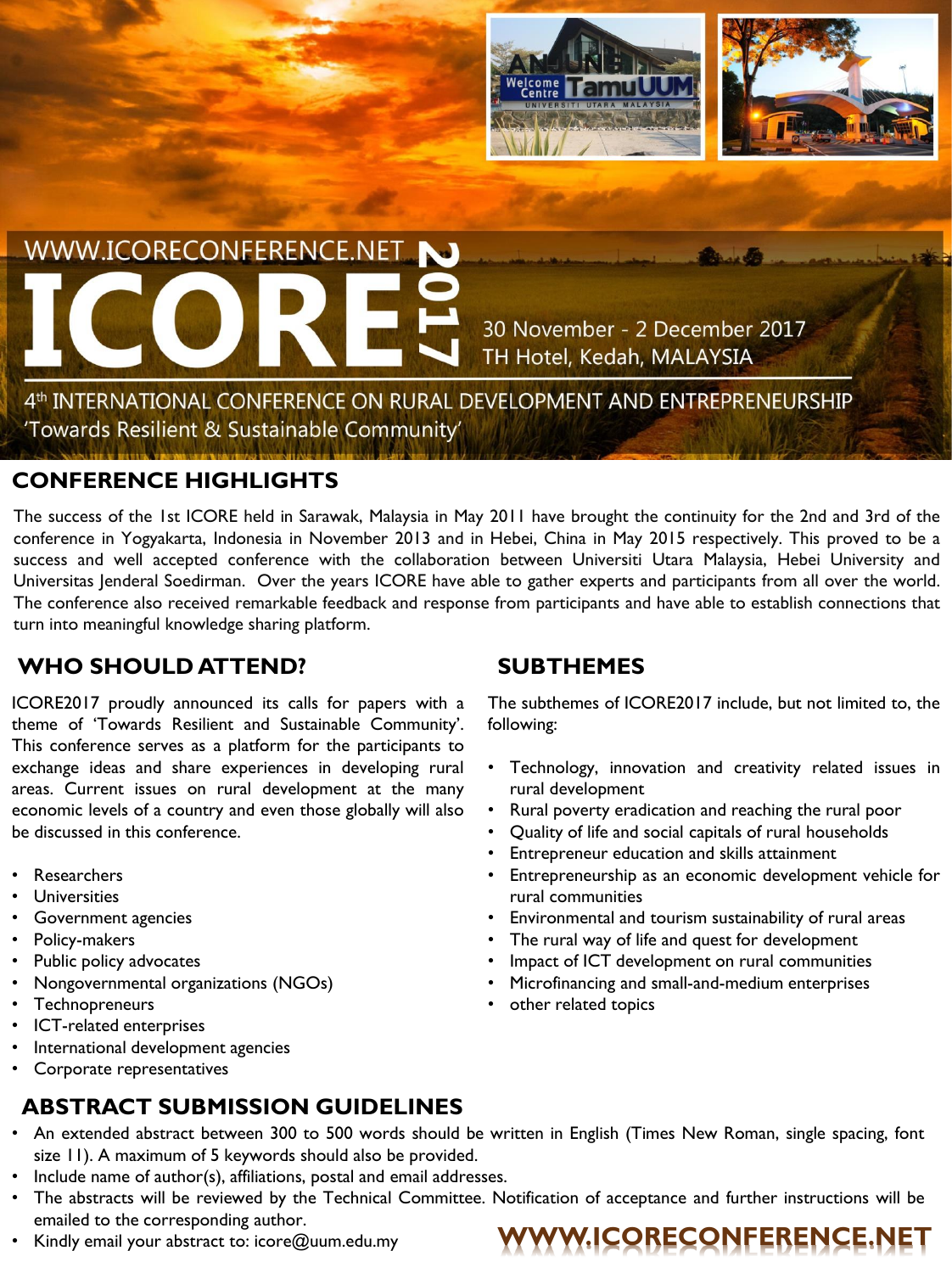WWW.ICORECONFERENCE.NET

# ICORE 2017

30 November - 2 December 2017
TH Hotel, Kedah, MALAYSIA

4th INTERNATIONAL CONFERENCE ON RURAL DEVELOPMENT AND ENTREPRENEURSHIP
'Towards Resilient & Sustainable Community'

## CONFERENCE HIGHLIGHTS

The success of the 1st ICORE held in Sarawak, Malaysia in May 2011 have brought the continuity for the 2nd and 3rd of the conference in Yogyakarta, Indonesia in November 2013 and in Hebei, China in May 2015 respectively. This proved to be a success and well accepted conference with the collaboration between Universiti Utara Malaysia, Hebei University and Universitas Jenderal Soedirman. Over the years ICORE have able to gather experts and participants from all over the world. The conference also received remarkable feedback and response from participants and have able to establish connections that turn into meaningful knowledge sharing platform.

## WHO SHOULD ATTEND?

ICORE2017 proudly announced its calls for papers with a theme of 'Towards Resilient and Sustainable Community'. This conference serves as a platform for the participants to exchange ideas and share experiences in developing rural areas. Current issues on rural development at the many economic levels of a country and even those globally will also be discussed in this conference.

- Researchers
- Universities
- Government agencies
- Policy-makers
- Public policy advocates
- Nongovernmental organizations (NGOs)
- Technopreneurs
- ICT-related enterprises
- International development agencies
- Corporate representatives

## SUBTHEMES

The subthemes of ICORE2017 include, but not limited to, the following:

- Technology, innovation and creativity related issues in rural development
- Rural poverty eradication and reaching the rural poor
- Quality of life and social capitals of rural households
- Entrepreneur education and skills attainment
- Entrepreneurship as an economic development vehicle for rural communities
- Environmental and tourism sustainability of rural areas
- The rural way of life and quest for development
- Impact of ICT development on rural communities
- Microfinancing and small-and-medium enterprises
- other related topics

## ABSTRACT SUBMISSION GUIDELINES

- An extended abstract between 300 to 500 words should be written in English (Times New Roman, single spacing, font size 11). A maximum of 5 keywords should also be provided.
- Include name of author(s), affiliations, postal and email addresses.
- The abstracts will be reviewed by the Technical Committee. Notification of acceptance and further instructions will be emailed to the corresponding author.
- Kindly email your abstract to: icore@uum.edu.my

**WWW.ICORECONFERENCE.NET**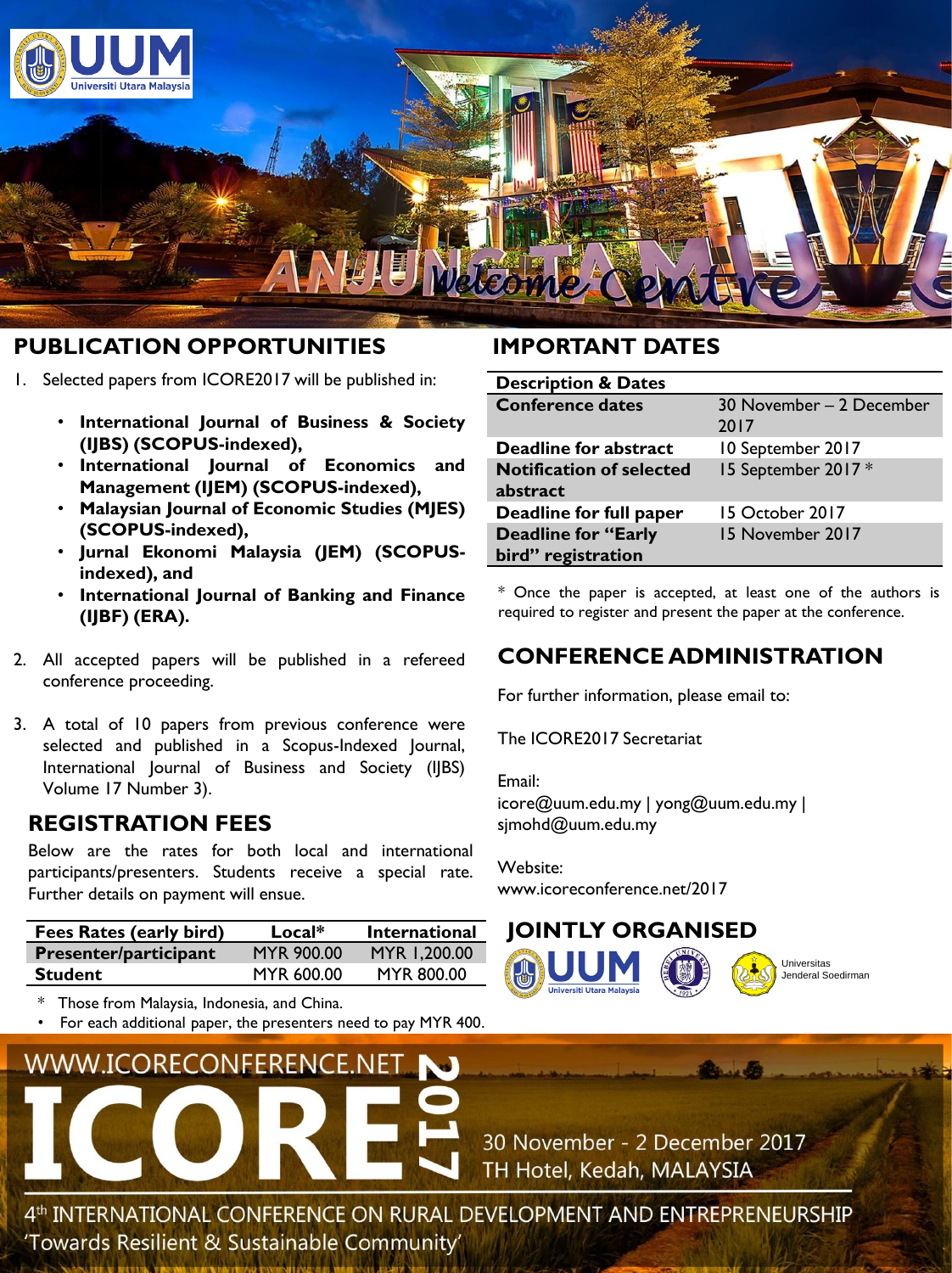## PUBLICATION OPPORTUNITIES

1. Selected papers from ICORE2017 will be published in:
   - **International Journal of Business & Society (IJBS) (SCOPUS-indexed),**
   - **International Journal of Economics and Management (IJEM) (SCOPUS-indexed),**
   - **Malaysian Journal of Economic Studies (MJES) (SCOPUS-indexed),**
   - **Jurnal Ekonomi Malaysia (JEM) (SCOPUS-indexed), and**
   - **International Journal of Banking and Finance (IJBF) (ERA).**
2. All accepted papers will be published in a refereed conference proceeding.
3. A total of 10 papers from previous conference were selected and published in a Scopus-Indexed Journal, International Journal of Business and Society (IJBS) Volume 17 Number 3).

## REGISTRATION FEES

Below are the rates for both local and international participants/presenters. Students receive a special rate. Further details on payment will ensue.

| Fees Rates (early bird) | Local* | International |
|---|---|---|
| **Presenter/participant** | MYR 900.00 | MYR 1,200.00 |
| **Student** | MYR 600.00 | MYR 800.00 |

\* Those from Malaysia, Indonesia, and China.

- For each additional paper, the presenters need to pay MYR 400.

## IMPORTANT DATES

| Description & Dates | |
|---|---|
| **Conference dates** | 30 November – 2 December 2017 |
| **Deadline for abstract** | 10 September 2017 |
| **Notification of selected abstract** | 15 September 2017 * |
| **Deadline for full paper** | 15 October 2017 |
| **Deadline for "Early bird" registration** | 15 November 2017 |

\* Once the paper is accepted, at least one of the authors is required to register and present the paper at the conference.

## CONFERENCE ADMINISTRATION

For further information, please email to:

The ICORE2017 Secretariat

Email:
icore@uum.edu.my | yong@uum.edu.my | sjmohd@uum.edu.my

Website:
www.icoreconference.net/2017

## JOINTLY ORGANISED

Universiti Utara Malaysia

Universitas Jenderal Soedirman

WWW.ICORECONFERENCE.NET

# ICORE 2017

30 November - 2 December 2017
TH Hotel, Kedah, MALAYSIA

4th INTERNATIONAL CONFERENCE ON RURAL DEVELOPMENT AND ENTREPRENEURSHIP
'Towards Resilient & Sustainable Community'